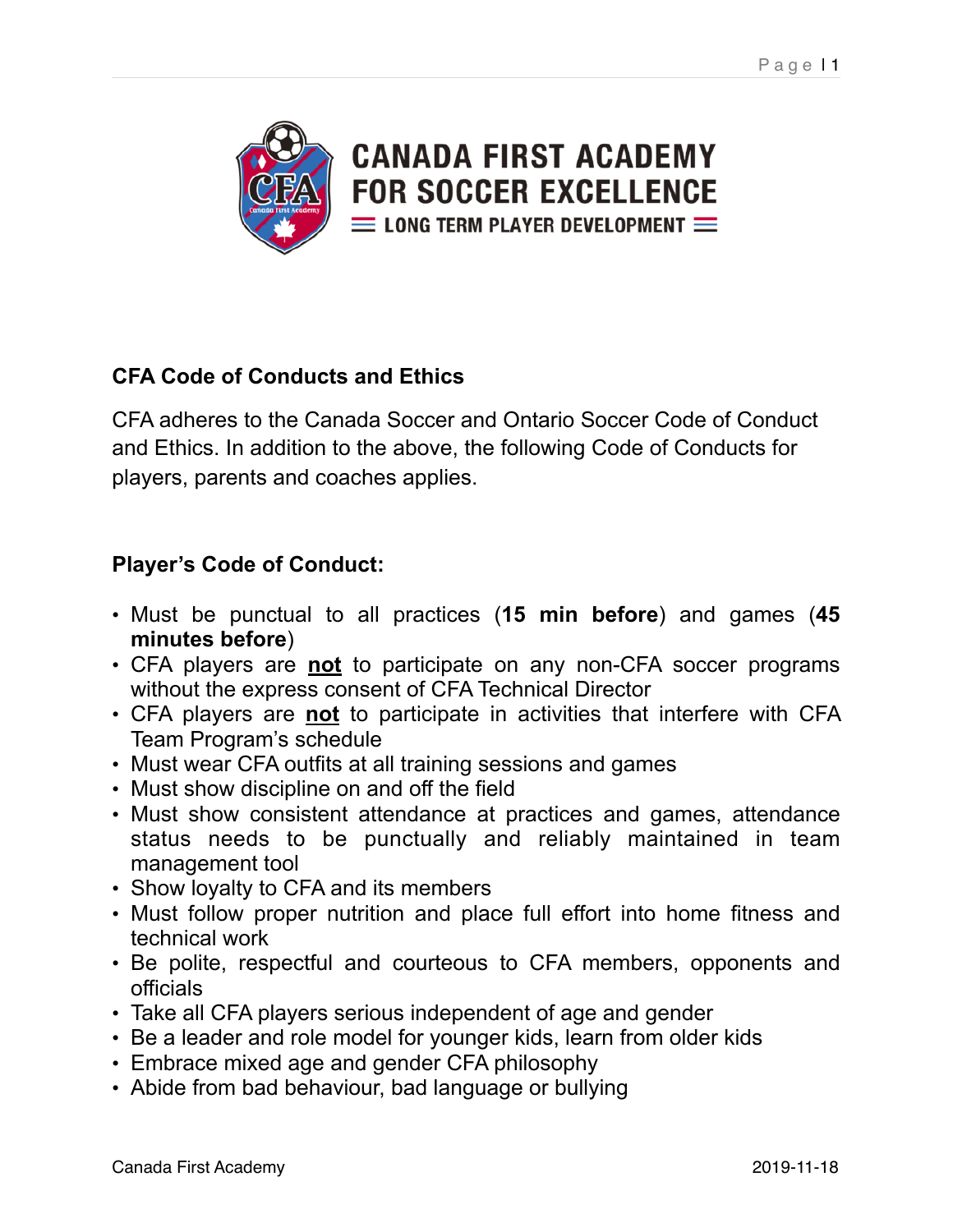**CANADA FIRST ACADEMY FOR SOCCER EXCELLENCE**

**LONG TERM PLAYER DEVELOPMENT**

## CFA Code of Conducts and Ethics

CFA adheres to the Canada Soccer and Ontario Soccer Code of Conduct and Ethics. In addition to the above, the following Code of Conducts for players, parents and coaches applies.

### Player's Code of Conduct:

- Must be punctual to all practices (**15 min before**) and games (**45 minutes before**)
- CFA players are **<u>not</u>** to participate on any non-CFA soccer programs without the express consent of CFA Technical Director
- CFA players are **<u>not</u>** to participate in activities that interfere with CFA Team Program's schedule
- Must wear CFA outfits at all training sessions and games
- Must show discipline on and off the field
- Must show consistent attendance at practices and games, attendance status needs to be punctually and reliably maintained in team management tool
- Show loyalty to CFA and its members
- Must follow proper nutrition and place full effort into home fitness and technical work
- Be polite, respectful and courteous to CFA members, opponents and officials
- Take all CFA players serious independent of age and gender
- Be a leader and role model for younger kids, learn from older kids
- Embrace mixed age and gender CFA philosophy
- Abide from bad behaviour, bad language or bullying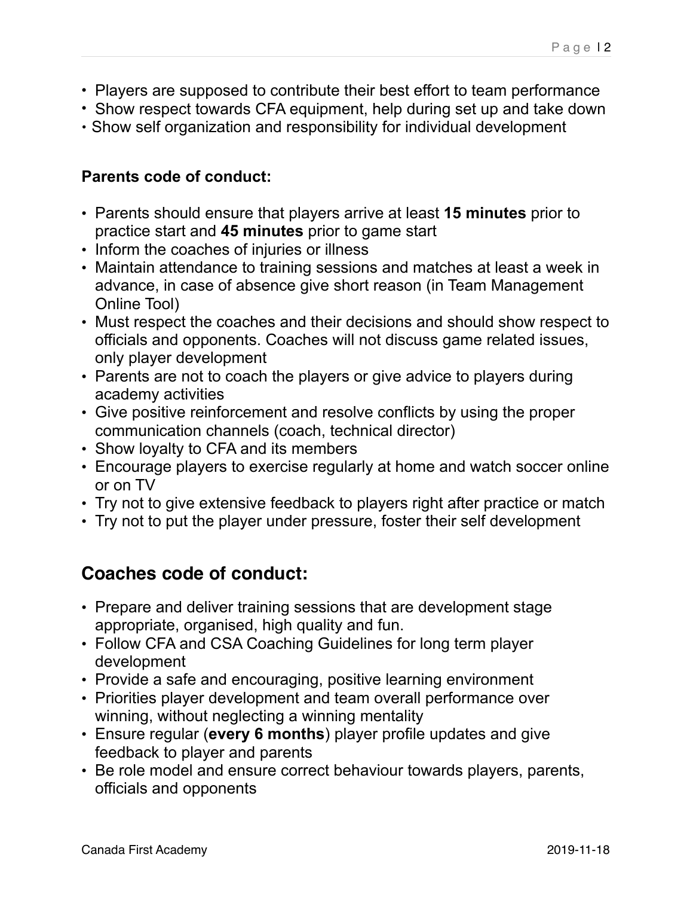- Players are supposed to contribute their best effort to team performance
- Show respect towards CFA equipment, help during set up and take down
- Show self organization and responsibility for individual development

**Parents code of conduct:**

- Parents should ensure that players arrive at least **15 minutes** prior to practice start and **45 minutes** prior to game start
- Inform the coaches of injuries or illness
- Maintain attendance to training sessions and matches at least a week in advance, in case of absence give short reason (in Team Management Online Tool)
- Must respect the coaches and their decisions and should show respect to officials and opponents. Coaches will not discuss game related issues, only player development
- Parents are not to coach the players or give advice to players during academy activities
- Give positive reinforcement and resolve conflicts by using the proper communication channels (coach, technical director)
- Show loyalty to CFA and its members
- Encourage players to exercise regularly at home and watch soccer online or on TV
- Try not to give extensive feedback to players right after practice or match
- Try not to put the player under pressure, foster their self development

## Coaches code of conduct:

- Prepare and deliver training sessions that are development stage appropriate, organised, high quality and fun.
- Follow CFA and CSA Coaching Guidelines for long term player development
- Provide a safe and encouraging, positive learning environment
- Priorities player development and team overall performance over winning, without neglecting a winning mentality
- Ensure regular (**every 6 months**) player profile updates and give feedback to player and parents
- Be role model and ensure correct behaviour towards players, parents, officials and opponents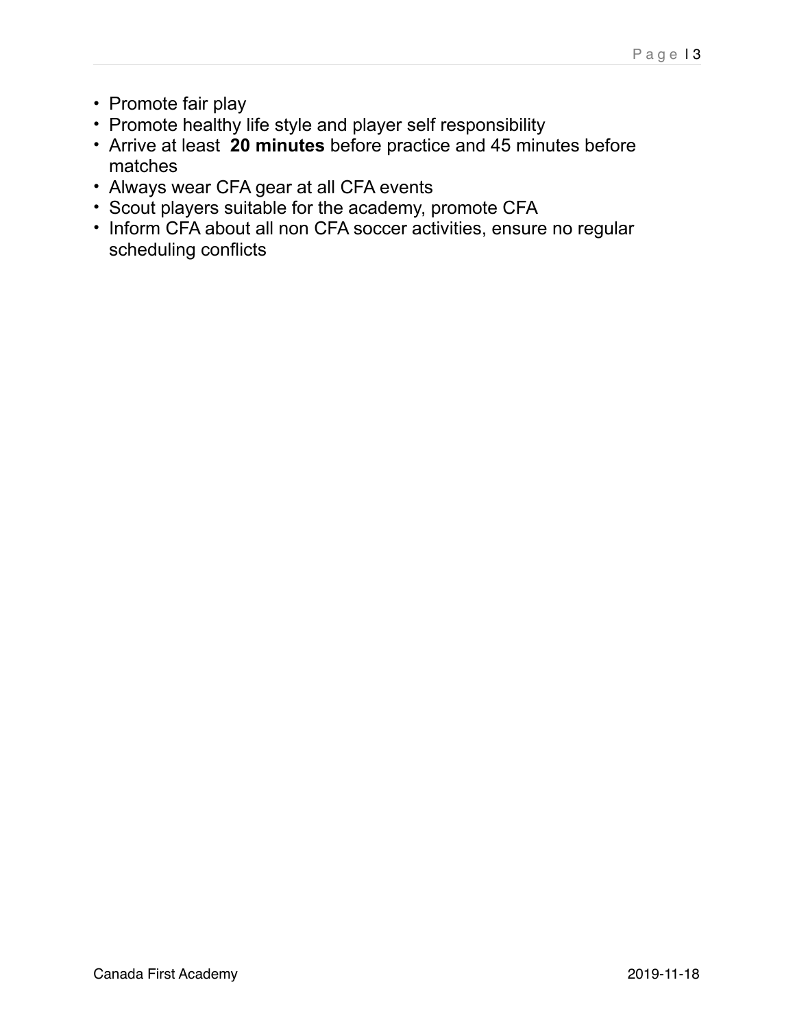- Promote fair play
- Promote healthy life style and player self responsibility
- Arrive at least **20 minutes** before practice and 45 minutes before matches
- Always wear CFA gear at all CFA events
- Scout players suitable for the academy, promote CFA
- Inform CFA about all non CFA soccer activities, ensure no regular scheduling conflicts